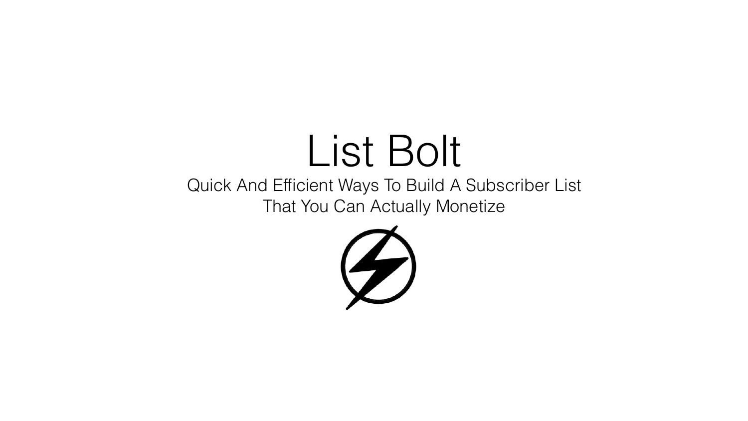# List Bolt

Quick And Efficient Ways To Build A Subscriber List That You Can Actually Monetize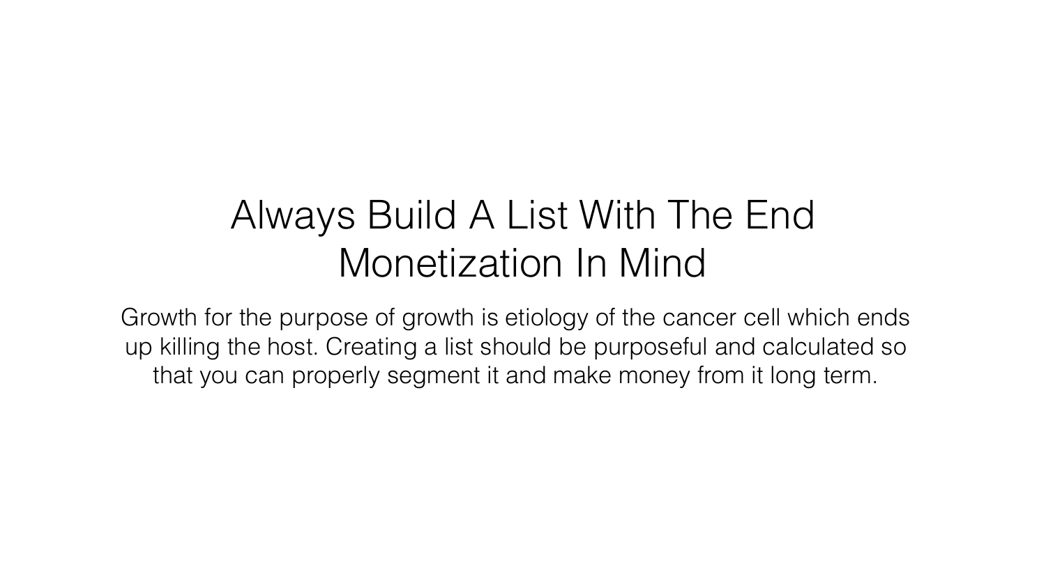# Always Build A List With The End Monetization In Mind

Growth for the purpose of growth is etiology of the cancer cell which ends up killing the host. Creating a list should be purposeful and calculated so that you can properly segment it and make money from it long term.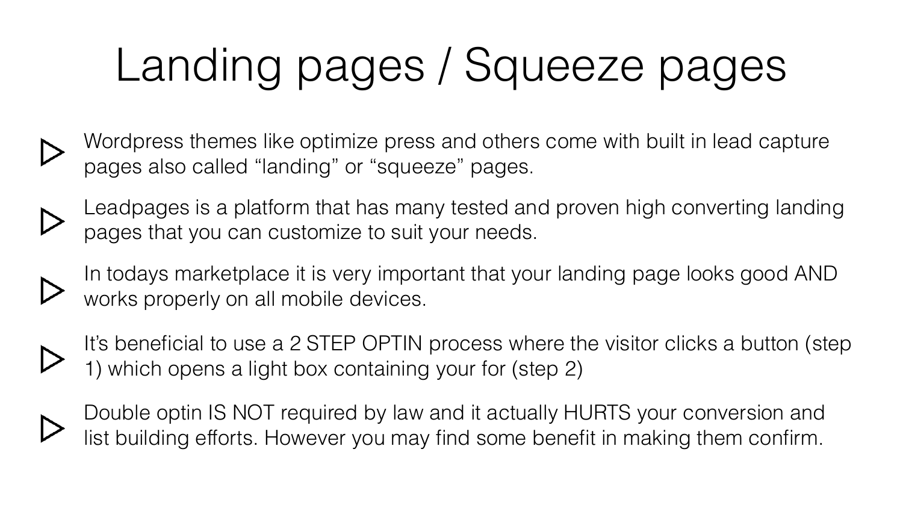# Landing pages / Squeeze pages

- Wordpress themes like optimize press and others come with built in lead capture pages also called “landing” or “squeeze” pages.
- Leadpages is a platform that has many tested and proven high converting landing pages that you can customize to suit your needs.
- In todays marketplace it is very important that your landing page looks good AND works properly on all mobile devices.
- It’s beneficial to use a 2 STEP OPTIN process where the visitor clicks a button (step 1) which opens a light box containing your for (step 2)
- Double optin IS NOT required by law and it actually HURTS your conversion and list building efforts. However you may find some benefit in making them confirm.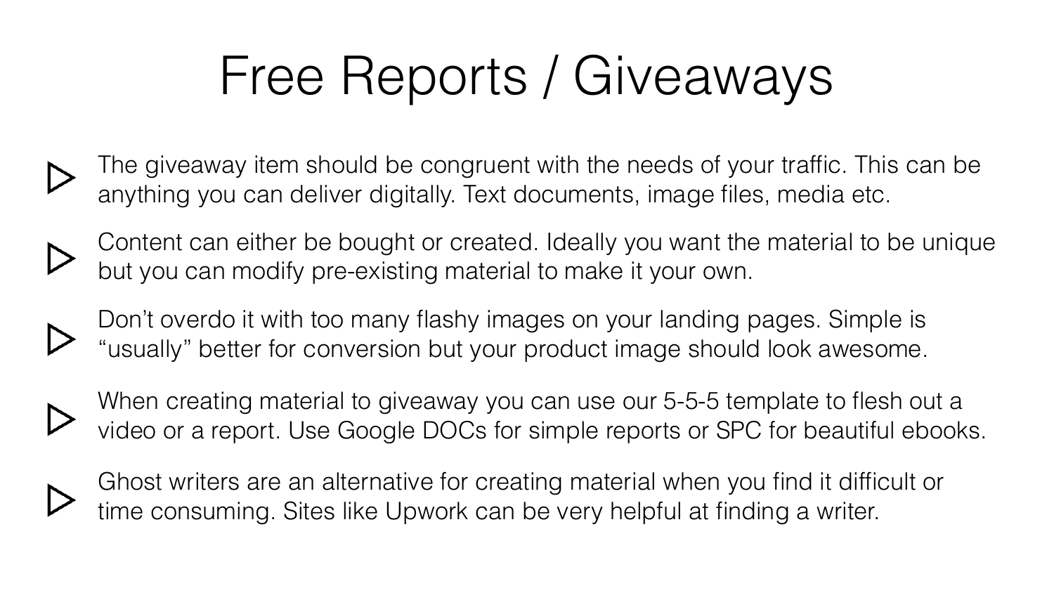# Free Reports / Giveaways

- The giveaway item should be congruent with the needs of your traffic. This can be anything you can deliver digitally. Text documents, image files, media etc.
- Content can either be bought or created. Ideally you want the material to be unique but you can modify pre-existing material to make it your own.
- Don't overdo it with too many flashy images on your landing pages. Simple is "usually" better for conversion but your product image should look awesome.
- When creating material to giveaway you can use our 5-5-5 template to flesh out a video or a report. Use Google DOCs for simple reports or SPC for beautiful ebooks.
- Ghost writers are an alternative for creating material when you find it difficult or time consuming. Sites like Upwork can be very helpful at finding a writer.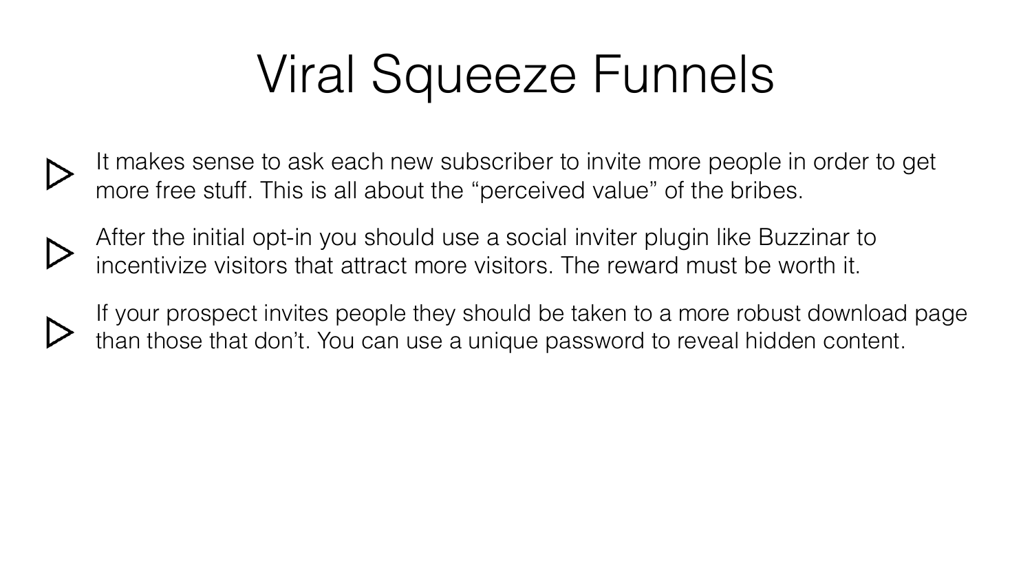# Viral Squeeze Funnels

- It makes sense to ask each new subscriber to invite more people in order to get more free stuff. This is all about the "perceived value" of the bribes.
- After the initial opt-in you should use a social inviter plugin like Buzzinar to incentivize visitors that attract more visitors. The reward must be worth it.
- If your prospect invites people they should be taken to a more robust download page than those that don't. You can use a unique password to reveal hidden content.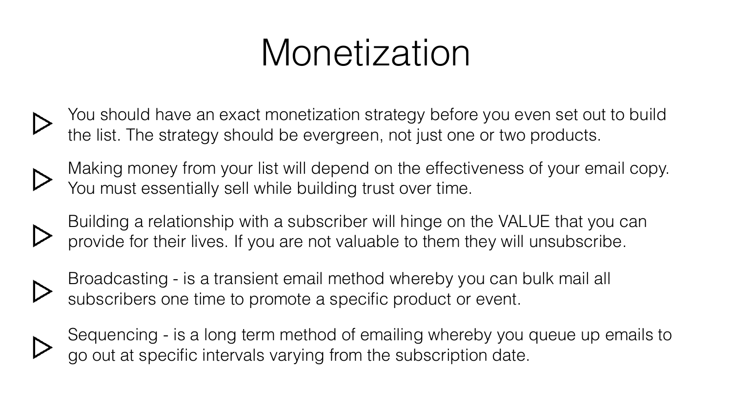# Monetization

- You should have an exact monetization strategy before you even set out to build the list. The strategy should be evergreen, not just one or two products.
- Making money from your list will depend on the effectiveness of your email copy. You must essentially sell while building trust over time.
- Building a relationship with a subscriber will hinge on the VALUE that you can provide for their lives. If you are not valuable to them they will unsubscribe.
- Broadcasting - is a transient email method whereby you can bulk mail all subscribers one time to promote a specific product or event.
- Sequencing - is a long term method of emailing whereby you queue up emails to go out at specific intervals varying from the subscription date.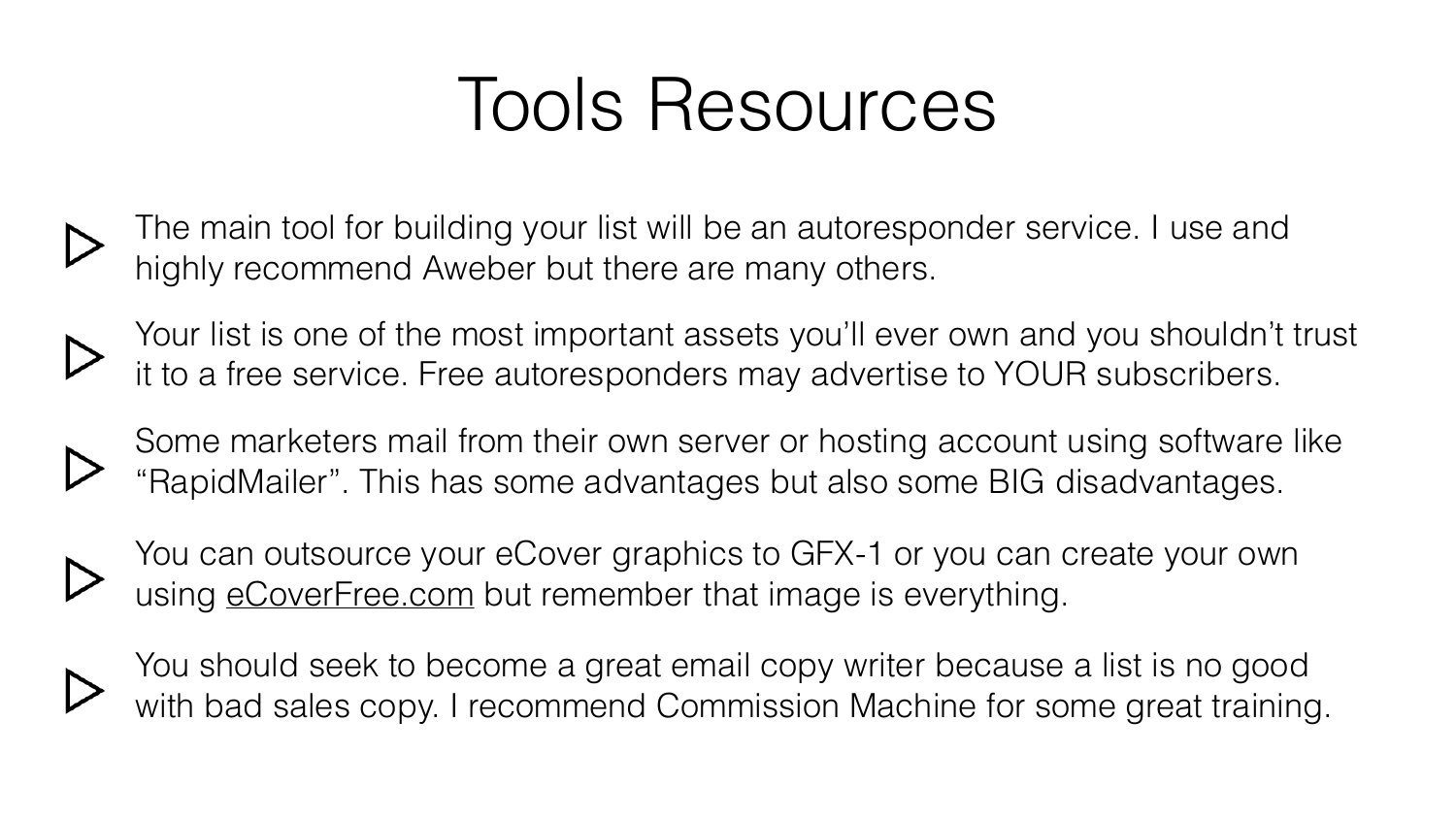# Tools Resources

- The main tool for building your list will be an autoresponder service. I use and highly recommend Aweber but there are many others.
- Your list is one of the most important assets you'll ever own and you shouldn't trust it to a free service. Free autoresponders may advertise to YOUR subscribers.
- Some marketers mail from their own server or hosting account using software like "RapidMailer". This has some advantages but also some BIG disadvantages.
- You can outsource your eCover graphics to GFX-1 or you can create your own using eCoverFree.com but remember that image is everything.
- You should seek to become a great email copy writer because a list is no good with bad sales copy. I recommend Commission Machine for some great training.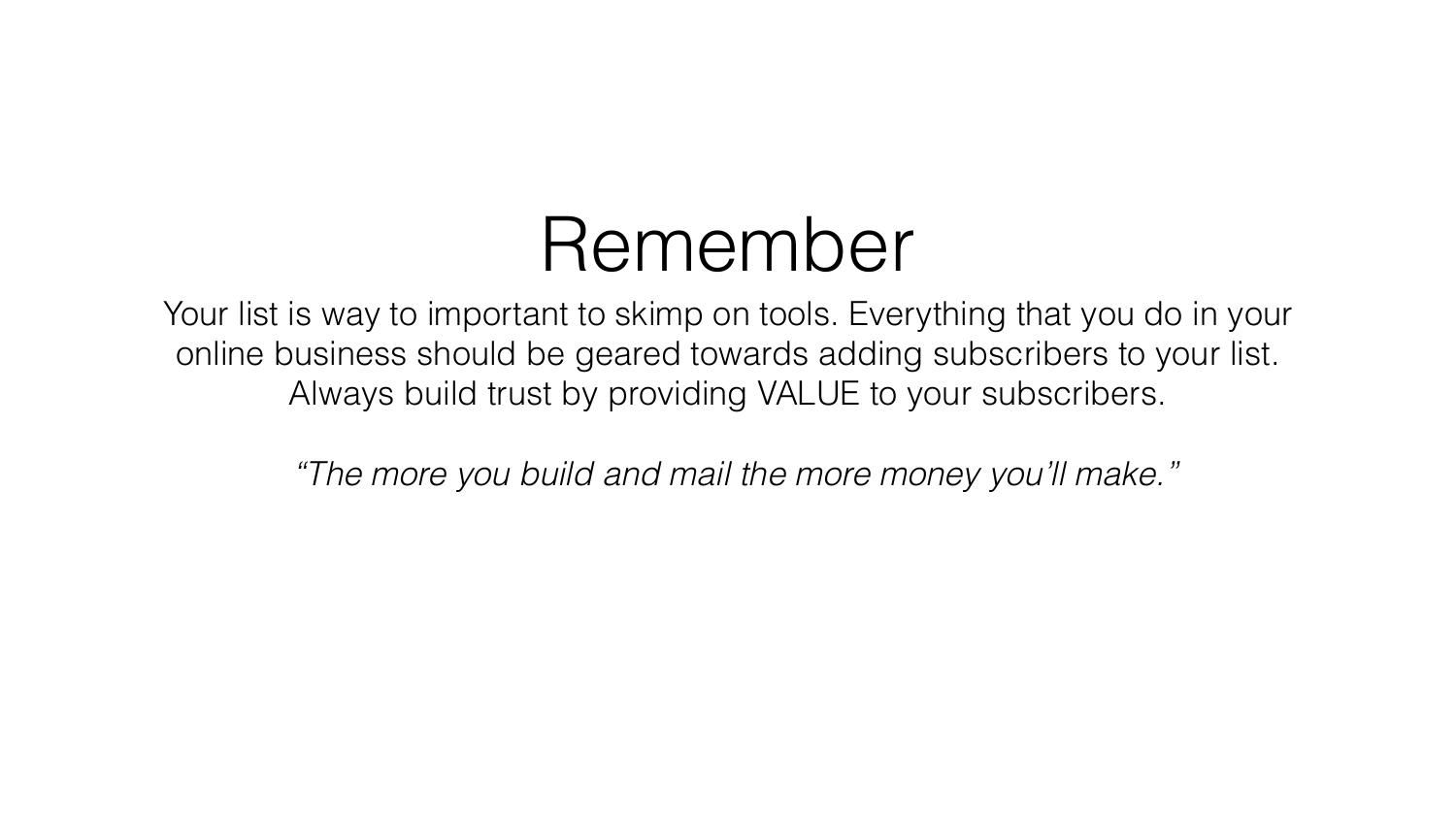# Remember

Your list is way to important to skimp on tools. Everything that you do in your online business should be geared towards adding subscribers to your list. Always build trust by providing VALUE to your subscribers.

*"The more you build and mail the more money you'll make."*